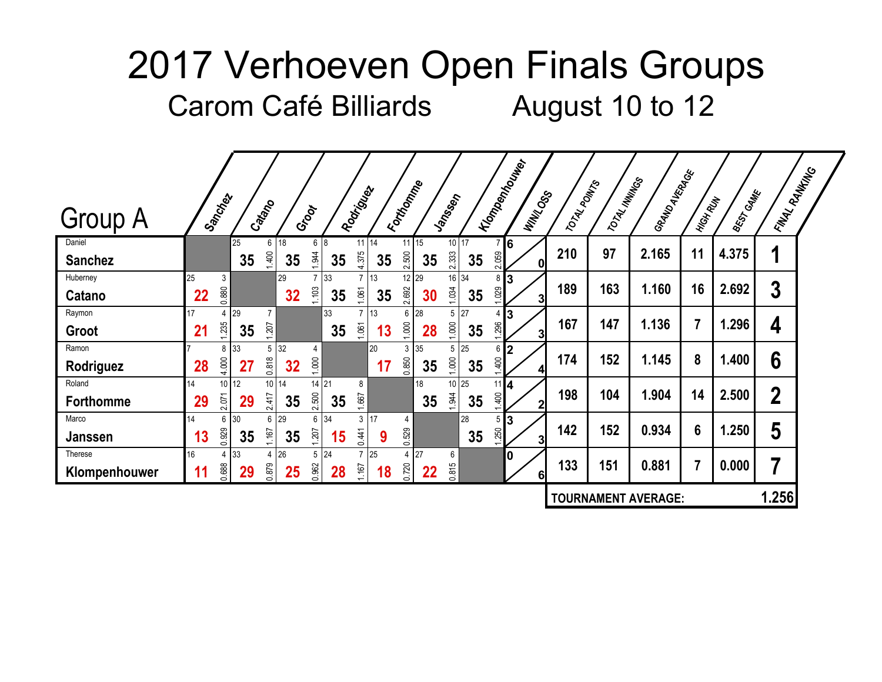# 2017 Verhoeven Open Finals Groups

## Carom Café Billiards August 10 to 12

### Group A

Each match cell shows: innings, high run, points, average.

| Player | Sanchez | Catano | Groot | Rodriguez | Forthomme | Janssen | Klompenhouwer | WIN/LOSS | TOTAL POINTS | TOTAL INNINGS | GRAND AVERAGE | HIGH RUN | BEST GAME | FINAL RANKING |
|---|---|---|---|---|---|---|---|---|---|---|---|---|---|---|
| Daniel **Sanchez** | | 25 / 6 / **35** / 1.400 | 18 / 6 / **35** / 1.944 | 8 / 11 / **35** / 4.375 | 14 / 11 / **35** / 2.500 | 15 / 10 / **35** / 2.333 | 17 / 7 / **35** / 2.059 | 6 / 0 | 210 | 97 | 2.165 | 11 | 4.375 | **1** |
| Huberney **Catano** | 25 / 3 / **22** / 0.880 | | 29 / 7 / **32** / 1.103 | 33 / 7 / **35** / 1.061 | 13 / 12 / **35** / 2.692 | 29 / 16 / **30** / 1.034 | 34 / 8 / **35** / 1.029 | 3 / 3 | 189 | 163 | 1.160 | 16 | 2.692 | **3** |
| Raymon **Groot** | 17 / 4 / **21** / 1.235 | 29 / 7 / **35** / 1.207 | | 33 / 7 / **35** / 1.061 | 13 / 6 / **13** / 1.000 | 28 / 5 / **28** / 1.000 | 27 / 4 / **35** / 1.296 | 3 / 3 | 167 | 147 | 1.136 | 7 | 1.296 | **4** |
| Ramon **Rodriguez** | 7 / 8 / **28** / 4.000 | 33 / 5 / **27** / 0.818 | 32 / 4 / **32** / 1.000 | | 20 / 3 / **17** / 0.850 | 35 / 5 / **35** / 1.000 | 25 / 6 / **35** / 1.400 | 2 / 4 | 174 | 152 | 1.145 | 8 | 1.400 | **6** |
| Roland **Forthomme** | 14 / 10 / **29** / 2.071 | 12 / 10 / **29** / 2.417 | 14 / 14 / **35** / 2.500 | 21 / 8 / **35** / 1.667 | | 18 / 10 / **35** / 1.944 | 25 / 11 / **35** / 1.400 | 4 / 2 | 198 | 104 | 1.904 | 14 | 2.500 | **2** |
| Marco **Janssen** | 14 / 6 / **13** / 0.929 | 30 / 6 / **35** / 1.167 | 29 / 6 / **35** / 1.207 | 34 / 3 / **15** / 0.441 | 17 / 4 / **9** / 0.529 | | 28 / 5 / **35** / 1.250 | 3 / 3 | 142 | 152 | 0.934 | 6 | 1.250 | **5** |
| Therese **Klompenhouwer** | 16 / 4 / **11** / 0.688 | 33 / 4 / **29** / 0.879 | 26 / 5 / **25** / 0.962 | 24 / 7 / **28** / 1.167 | 25 / 4 / **18** / 0.720 | 27 / 6 / **22** / 0.815 | | 0 / 6 | 133 | 151 | 0.881 | 7 | 0.000 | **7** |

**TOURNAMENT AVERAGE: 1.256**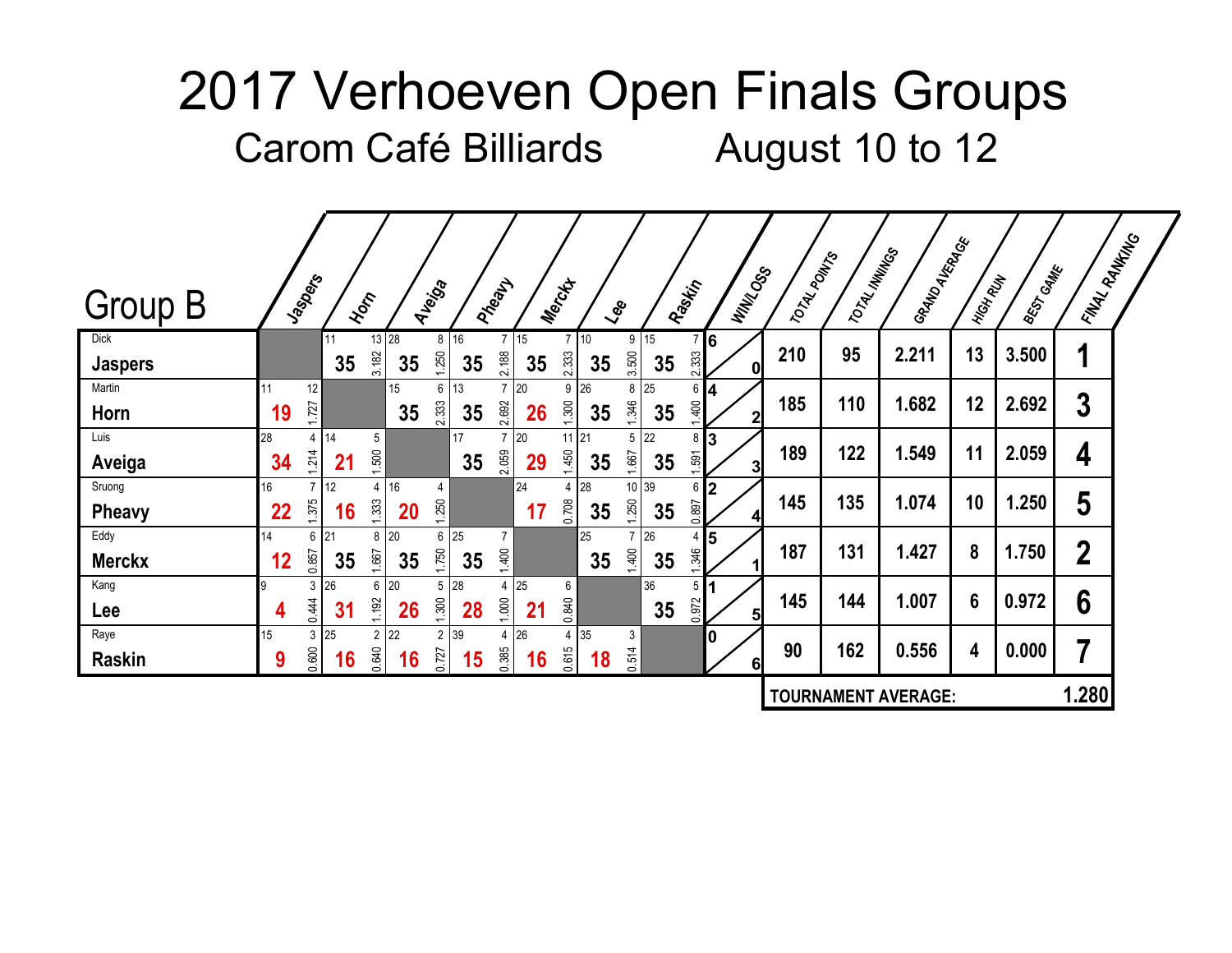# 2017 Verhoeven Open Finals Groups

## Carom Café Billiards August 10 to 12

## Group B

| Player | Jaspers | Horn | Aveiga | Pheavy | Merckx | Lee | Raskin | Win/Loss | Total Points | Total Innings | Grand Average | High Run | Best Game | Final Ranking |
|---|---|---|---|---|---|---|---|---|---|---|---|---|---|---|
| Dick Jaspers | | 35 (11 inn, HR 13, 3.182) | 35 (28 inn, HR 8, 1.250) | 35 (16 inn, HR 7, 2.188) | 35 (15 inn, HR 7, 2.333) | 35 (10 inn, HR 9, 3.500) | 35 (15 inn, HR 7, 2.333) | 6 / 0 | 210 | 95 | 2.211 | 13 | 3.500 | 1 |
| Martin Horn | 19 (11 inn, HR 12, 1.727) | | 35 (15 inn, HR 6, 2.333) | 35 (13 inn, HR 7, 2.692) | 26 (20 inn, HR 9, 1.300) | 35 (26 inn, HR 8, 1.346) | 35 (25 inn, HR 6, 1.400) | 4 / 2 | 185 | 110 | 1.682 | 12 | 2.692 | 3 |
| Luis Aveiga | 34 (28 inn, HR 4, 1.214) | 21 (14 inn, HR 5, 1.500) | | 35 (17 inn, HR 7, 2.059) | 29 (20 inn, HR 11, 1.450) | 35 (21 inn, HR 5, 1.667) | 35 (22 inn, HR 8, 1.591) | 3 / 3 | 189 | 122 | 1.549 | 11 | 2.059 | 4 |
| Sruong Pheavy | 22 (16 inn, HR 7, 1.375) | 16 (12 inn, HR 4, 1.333) | 20 (16 inn, HR 4, 1.250) | | 17 (24 inn, HR 4, 0.708) | 35 (28 inn, HR 10, 1.250) | 35 (39 inn, HR 6, 0.897) | 2 / 4 | 145 | 135 | 1.074 | 10 | 1.250 | 5 |
| Eddy Merckx | 12 (14 inn, HR 6, 0.857) | 35 (21 inn, HR 8, 1.667) | 35 (20 inn, HR 6, 1.750) | 35 (25 inn, HR 7, 1.400) | | 35 (25 inn, HR 7, 1.400) | 35 (26 inn, HR 4, 1.346) | 5 / 1 | 187 | 131 | 1.427 | 8 | 1.750 | 2 |
| Kang Lee | 4 (9 inn, HR 3, 0.444) | 31 (26 inn, HR 6, 1.192) | 26 (20 inn, HR 5, 1.300) | 28 (28 inn, HR 4, 1.000) | 21 (25 inn, HR 6, 0.840) | | 35 (36 inn, HR 5, 0.972) | 1 / 5 | 145 | 144 | 1.007 | 6 | 0.972 | 6 |
| Raye Raskin | 9 (15 inn, HR 3, 0.600) | 16 (25 inn, HR 2, 0.640) | 16 (22 inn, HR 2, 0.727) | 15 (39 inn, HR 4, 0.385) | 16 (26 inn, HR 4, 0.615) | 18 (35 inn, HR 3, 0.514) | | 0 / 6 | 90 | 162 | 0.556 | 4 | 0.000 | 7 |

**TOURNAMENT AVERAGE: 1.280**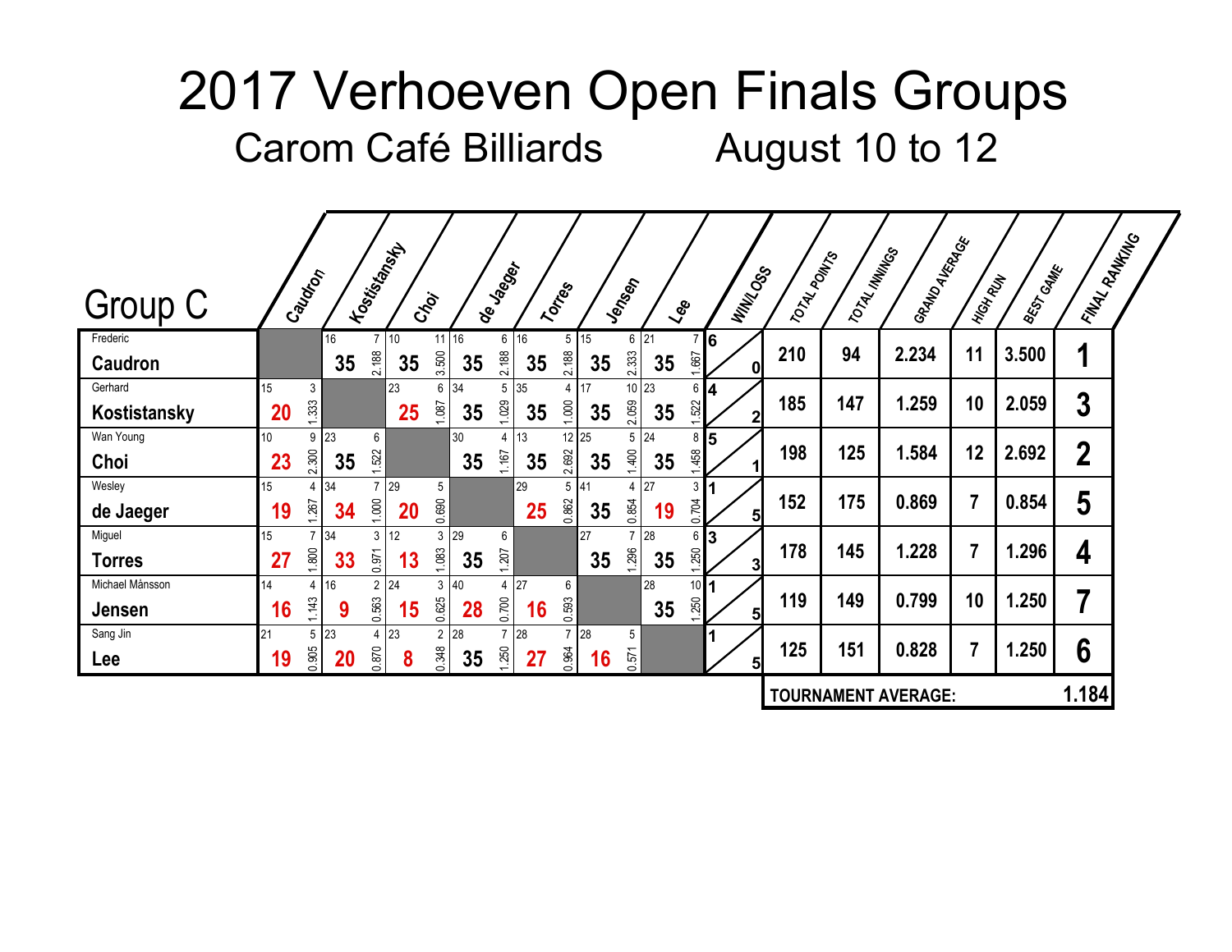# 2017 Verhoeven Open Finals Groups

## Carom Café Billiards August 10 to 12

### Group C

Each opponent cell shows: innings / high run / points / average.

| Player | Caudron | Kostistansky | Choi | de Jaeger | Torres | Jensen | Lee | WIN/LOSS | TOTAL POINTS | TOTAL INNINGS | GRAND AVERAGE | HIGH RUN | BEST GAME | FINAL RANKING |
|---|---|---|---|---|---|---|---|---|---|---|---|---|---|---|
| Frederic **Caudron** | | 16 / 7 / **35** / 2.188 | 10 / 11 / **35** / 3.500 | 16 / 6 / **35** / 2.188 | 16 / 5 / **35** / 2.188 | 15 / 6 / **35** / 2.333 | 21 / 7 / **35** / 1.667 | 6 / 0 | 210 | 94 | 2.234 | 11 | 3.500 | **1** |
| Gerhard **Kostistansky** | 15 / 3 / **20** / 1.333 | | 23 / 6 / **25** / 1.087 | 34 / 5 / **35** / 1.029 | 35 / 4 / **35** / 1.000 | 17 / 10 / **35** / 2.059 | 23 / 6 / **35** / 1.522 | 4 / 2 | 185 | 147 | 1.259 | 10 | 2.059 | **3** |
| Wan Young **Choi** | 10 / 9 / **23** / 2.300 | 23 / 6 / **35** / 1.522 | | 30 / 4 / **35** / 1.167 | 13 / 12 / **35** / 2.692 | 25 / 5 / **35** / 1.400 | 24 / 8 / **35** / 1.458 | 5 / 1 | 198 | 125 | 1.584 | 12 | 2.692 | **2** |
| Wesley **de Jaeger** | 15 / 4 / **19** / 1.267 | 34 / 7 / **34** / 1.000 | 29 / 5 / **20** / 0.690 | | 29 / 5 / **25** / 0.862 | 41 / 4 / **35** / 0.854 | 27 / 3 / **19** / 0.704 | 1 / 5 | 152 | 175 | 0.869 | 7 | 0.854 | **5** |
| Miguel **Torres** | 15 / 7 / **27** / 1.800 | 34 / 3 / **33** / 0.971 | 12 / 3 / **13** / 1.083 | 29 / 6 / **35** / 1.207 | | 27 / 7 / **35** / 1.296 | 28 / 6 / **35** / 1.250 | 3 / 3 | 178 | 145 | 1.228 | 7 | 1.296 | **4** |
| Michael Månsson **Jensen** | 14 / 4 / **16** / 1.143 | 16 / 2 / **9** / 0.563 | 24 / 3 / **15** / 0.625 | 40 / 4 / **28** / 0.700 | 27 / 6 / **16** / 0.593 | | 28 / 10 / **35** / 1.250 | 1 / 5 | 119 | 149 | 0.799 | 10 | 1.250 | **7** |
| Sang Jin **Lee** | 21 / 5 / **19** / 0.905 | 23 / 4 / **20** / 0.870 | 23 / 2 / **8** / 0.348 | 28 / 7 / **35** / 1.250 | 28 / 7 / **27** / 0.964 | 28 / 5 / **16** / 0.571 | | 1 / 5 | 125 | 151 | 0.828 | 7 | 1.250 | **6** |

**TOURNAMENT AVERAGE: 1.184**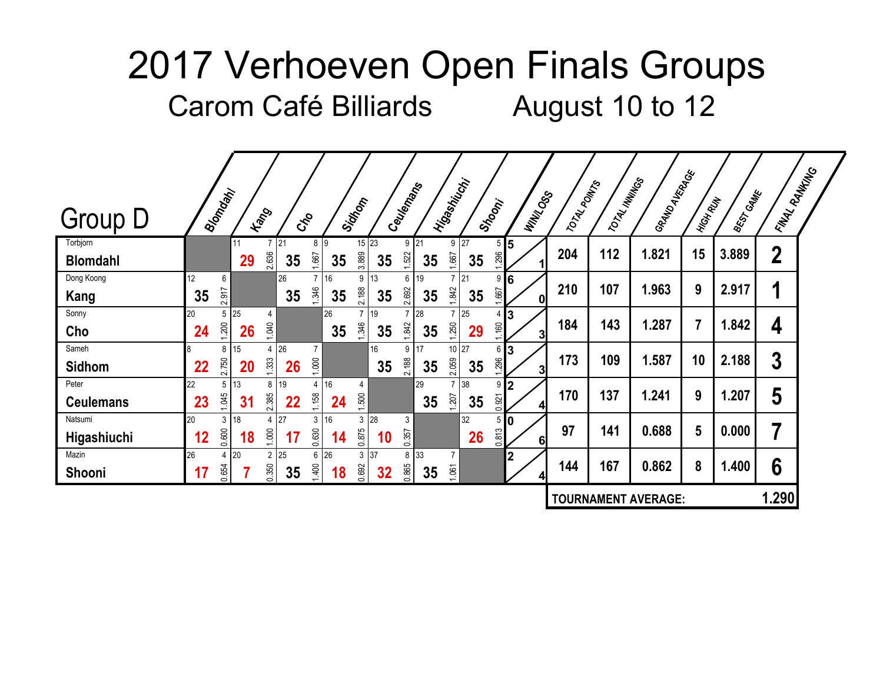# 2017 Verhoeven Open Finals Groups

## Carom Café Billiards August 10 to 12

### Group D

| Player | Blomdahl | Kang | Cho | Sidhom | Ceulemans | Higashiuchi | Shooni | Win/Loss | Total Points | Total Innings | Grand Average | High Run | Best Game | Final Ranking |
|---|---|---|---|---|---|---|---|---|---|---|---|---|---|---|
| Torbjorn **Blomdahl** | | 11 / 7 / **29** / 2.636 | 21 / 8 / **35** / 1.667 | 9 / 15 / **35** / 3.889 | 23 / 9 / **35** / 1.522 | 21 / 9 / **35** / 1.667 | 27 / 5 / **35** / 1.296 | 5 / 1 | 204 | 112 | 1.821 | 15 | 3.889 | 2 |
| Dong Koong **Kang** | 12 / 6 / **35** / 2.917 | | 26 / 7 / **35** / 1.346 | 16 / 9 / **35** / 2.188 | 13 / 6 / **35** / 2.692 | 19 / 7 / **35** / 1.842 | 21 / 9 / **35** / 1.667 | 6 / 0 | 210 | 107 | 1.963 | 9 | 2.917 | 1 |
| Sonny **Cho** | 20 / 5 / **24** / 1.200 | 25 / 4 / **26** / 1.040 | | 26 / 7 / **35** / 1.346 | 19 / 7 / **35** / 1.842 | 28 / 7 / **35** / 1.250 | 25 / 4 / **29** / 1.160 | 3 / 3 | 184 | 143 | 1.287 | 7 | 1.842 | 4 |
| Sameh **Sidhom** | 8 / 8 / **22** / 2.750 | 15 / 4 / **20** / 1.333 | 26 / 7 / **26** / 1.000 | | 16 / 9 / **35** / 2.188 | 17 / 10 / **35** / 2.059 | 27 / 6 / **35** / 1.296 | 3 / 3 | 173 | 109 | 1.587 | 10 | 2.188 | 3 |
| Peter **Ceulemans** | 22 / 5 / **23** / 1.045 | 13 / 8 / **31** / 2.385 | 19 / 4 / **22** / 1.158 | 16 / 4 / **24** / 1.500 | | 29 / 7 / **35** / 1.207 | 38 / 9 / **35** / 0.921 | 2 / 4 | 170 | 137 | 1.241 | 9 | 1.207 | 5 |
| Natsumi **Higashiuchi** | 20 / 3 / **12** / 0.600 | 18 / 4 / **18** / 1.000 | 27 / 3 / **17** / 0.630 | 16 / 3 / **14** / 0.875 | 28 / 3 / **10** / 0.357 | | 32 / 5 / **26** / 0.813 | 0 / 6 | 97 | 141 | 0.688 | 5 | 0.000 | 7 |
| Mazin **Shooni** | 26 / 4 / **17** / 0.654 | 20 / 2 / **7** / 0.350 | 25 / 6 / **35** / 1.400 | 26 / 3 / **18** / 0.692 | 37 / 8 / **32** / 0.865 | 33 / 7 / **35** / 1.061 | | 2 / 4 | 144 | 167 | 0.862 | 8 | 1.400 | 6 |

Cell format: Innings / High Run / **Points** / Average. Win/Loss format: Wins / Losses.

**TOURNAMENT AVERAGE: 1.290**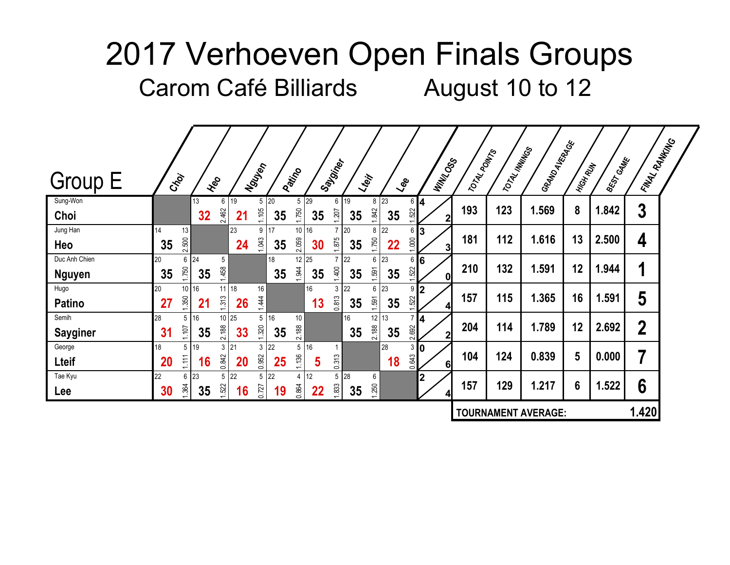# 2017 Verhoeven Open Finals Groups

## Carom Café Billiards August 10 to 12

| Group E | Choi | Heo | Nguyen | Patino | Sayginer | Lteif | Lee | WIN/LOSS | TOTAL POINTS | TOTAL INNINGS | GRAND AVERAGE | HIGH RUN | BEST GAME | FINAL RANKING |
|---|---|---|---|---|---|---|---|---|---|---|---|---|---|---|
| Sung-Won **Choi** | | 13 / 6 / **32** / 2.462 | 19 / 5 / **21** / 1.105 | 20 / 5 / **35** / 1.750 | 29 / 6 / **35** / 1.207 | 19 / 8 / **35** / 1.842 | 23 / 6 / **35** / 1.522 | 4 / 2 | 193 | 123 | 1.569 | 8 | 1.842 | **3** |
| Jung Han **Heo** | 14 / 13 / **35** / 2.500 | | 23 / 9 / **24** / 1.043 | 17 / 10 / **35** / 2.059 | 16 / 7 / **30** / 1.875 | 20 / 8 / **35** / 1.750 | 22 / 6 / **22** / 1.000 | 3 / 3 | 181 | 112 | 1.616 | 13 | 2.500 | **4** |
| Duc Anh Chien **Nguyen** | 20 / 6 / **35** / 1.750 | 24 / 5 / **35** / 1.458 | | 18 / 12 / **35** / 1.944 | 25 / 7 / **35** / 1.400 | 22 / 6 / **35** / 1.591 | 23 / 6 / **35** / 1.522 | 6 / 0 | 210 | 132 | 1.591 | 12 | 1.944 | **1** |
| Hugo **Patino** | 20 / 10 / **27** / 1.350 | 16 / 11 / **21** / 1.313 | 18 / 16 / **26** / 1.444 | | 16 / 3 / **13** / 0.813 | 22 / 6 / **35** / 1.591 | 23 / 9 / **35** / 1.522 | 2 / 4 | 157 | 115 | 1.365 | 16 | 1.591 | **5** |
| Semih **Sayginer** | 28 / 5 / **31** / 1.107 | 16 / 10 / **35** / 2.188 | 25 / 5 / **33** / 1.320 | 16 / 10 / **35** / 2.188 | | 16 / 12 / **35** / 2.188 | 13 / 7 / **35** / 2.692 | 4 / 2 | 204 | 114 | 1.789 | 12 | 2.692 | **2** |
| George **Lteif** | 18 / 5 / **20** / 1.111 | 19 / 3 / **16** / 0.842 | 21 / 3 / **20** / 0.952 | 22 / 5 / **25** / 1.136 | 16 / 1 / **5** / 0.313 | | 28 / 3 / **18** / 0.643 | 0 / 6 | 104 | 124 | 0.839 | 5 | 0.000 | **7** |
| Tae Kyu **Lee** | 22 / 6 / **30** / 1.364 | 23 / 5 / **35** / 1.522 | 22 / 5 / **16** / 0.727 | 22 / 4 / **19** / 0.864 | 12 / 5 / **22** / 1.833 | 28 / 6 / **35** / 1.250 | | 2 / 4 | 157 | 129 | 1.217 | 6 | 1.522 | **6** |

**TOURNAMENT AVERAGE: 1.420**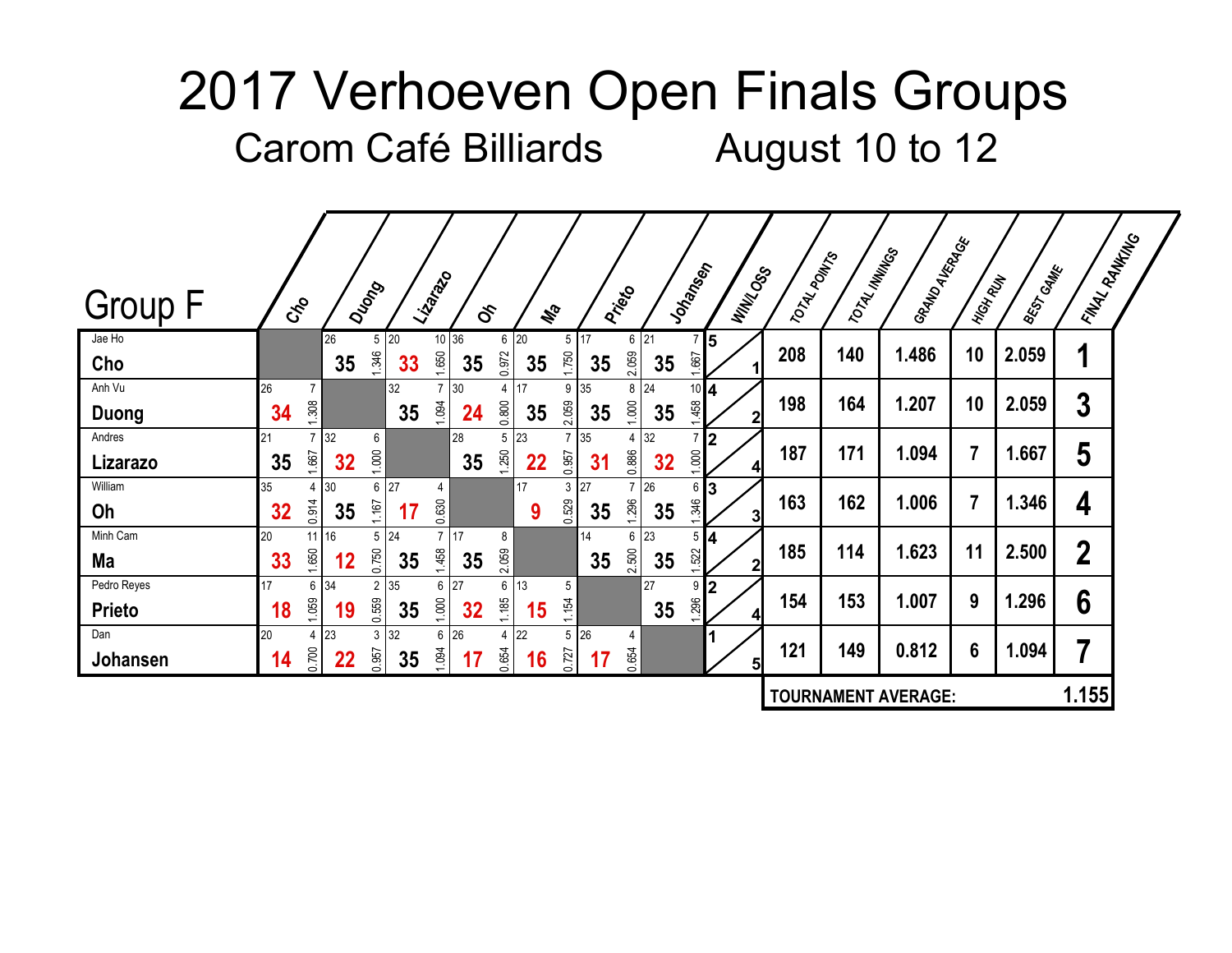# 2017 Verhoeven Open Finals Groups

## Carom Café Billiards        August 10 to 12

### Group F

Each game cell shows: innings, high run, points, average.

| Player | Cho | Duong | Lizarazo | Oh | Ma | Prieto | Johansen | Win/Loss | Total Points | Total Innings | Grand Average | High Run | Best Game | Final Ranking |
|---|---|---|---|---|---|---|---|---|---|---|---|---|---|---|
| Jae Ho **Cho** | | 26 / 5 / **35** / 1.346 | 20 / 10 / **33** / 1.650 | 36 / 6 / **35** / 0.972 | 20 / 5 / **35** / 1.750 | 17 / 6 / **35** / 2.059 | 21 / 7 / **35** / 1.667 | 5 / 1 | 208 | 140 | 1.486 | 10 | 2.059 | **1** |
| Anh Vu **Duong** | 26 / 7 / **34** / 1.308 | | 32 / 7 / **35** / 1.094 | 30 / 4 / **24** / 0.800 | 17 / 9 / **35** / 2.059 | 35 / 8 / **35** / 1.000 | 24 / 10 / **35** / 1.458 | 4 / 2 | 198 | 164 | 1.207 | 10 | 2.059 | **3** |
| Andres **Lizarazo** | 21 / 7 / **35** / 1.667 | 32 / 6 / **32** / 1.000 | | 28 / 5 / **35** / 1.250 | 23 / 7 / **22** / 0.957 | 35 / 4 / **31** / 0.886 | 32 / 7 / **32** / 1.000 | 2 / 4 | 187 | 171 | 1.094 | 7 | 1.667 | **5** |
| William **Oh** | 35 / 4 / **32** / 0.914 | 30 / 6 / **35** / 1.167 | 27 / 4 / **17** / 0.630 | | 17 / 3 / **9** / 0.529 | 27 / 7 / **35** / 1.296 | 26 / 6 / **35** / 1.346 | 3 / 3 | 163 | 162 | 1.006 | 7 | 1.346 | **4** |
| Minh Cam **Ma** | 20 / 11 / **33** / 1.650 | 16 / 5 / **12** / 0.750 | 24 / 7 / **35** / 1.458 | 17 / 8 / **35** / 2.059 | | 14 / 6 / **35** / 2.500 | 23 / 5 / **35** / 1.522 | 4 / 2 | 185 | 114 | 1.623 | 11 | 2.500 | **2** |
| Pedro Reyes **Prieto** | 17 / 6 / **18** / 1.059 | 34 / 2 / **19** / 0.559 | 35 / 6 / **35** / 1.000 | 27 / 6 / **32** / 1.185 | 13 / 5 / **15** / 1.154 | | 27 / 9 / **35** / 1.296 | 2 / 4 | 154 | 153 | 1.007 | 9 | 1.296 | **6** |
| Dan **Johansen** | 20 / 4 / **14** / 0.700 | 23 / 3 / **22** / 0.957 | 32 / 6 / **35** / 1.094 | 26 / 4 / **17** / 0.654 | 22 / 5 / **16** / 0.727 | 26 / 4 / **17** / 0.654 | | 1 / 5 | 121 | 149 | 0.812 | 6 | 1.094 | **7** |

**TOURNAMENT AVERAGE: 1.155**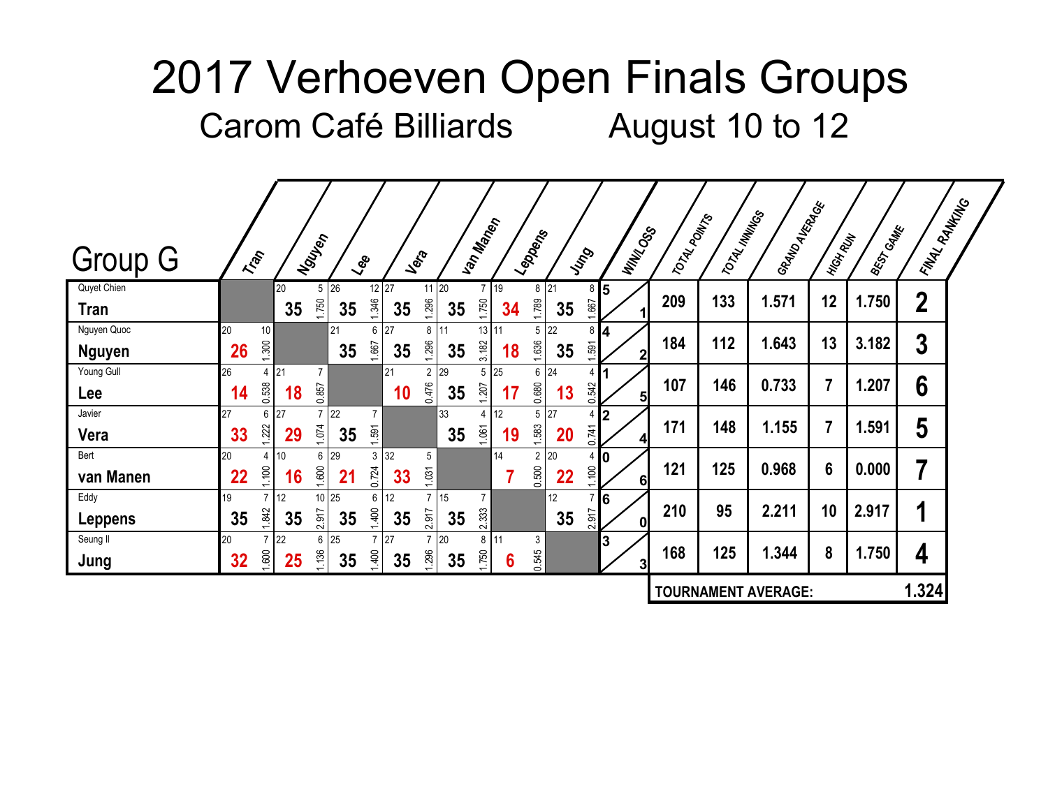# 2017 Verhoeven Open Finals Groups

## Carom Café Billiards August 10 to 12

| Group G | Tran | Nguyen | Lee | Vera | van Manen | Leppens | Jung | WIN/LOSS | TOTAL POINTS | TOTAL INNINGS | GRAND AVERAGE | HIGH RUN | BEST GAME | FINAL RANKING |
|---|---|---|---|---|---|---|---|---|---|---|---|---|---|---|
| Quyet Chien **Tran** | | 20 / 5 / **35** / 1.750 | 26 / 12 / **35** / 1.346 | 27 / 11 / **35** / 1.296 | 20 / 7 / **35** / 1.750 | 19 / 8 / **34** / 1.789 | 21 / 8 / **35** / 1.667 | 5 / 1 | 209 | 133 | 1.571 | 12 | 1.750 | 2 |
| Nguyen Quoc **Nguyen** | 20 / 10 / **26** / 1.300 | | 21 / 6 / **35** / 1.667 | 27 / 8 / **35** / 1.296 | 11 / 13 / **35** / 3.182 | 11 / 5 / **18** / 1.636 | 22 / 8 / **35** / 1.591 | 4 / 2 | 184 | 112 | 1.643 | 13 | 3.182 | 3 |
| Young Gull **Lee** | 26 / 4 / **14** / 0.538 | 21 / 7 / **18** / 0.857 | | 21 / 2 / **10** / 0.476 | 29 / 5 / **35** / 1.207 | 25 / 6 / **17** / 0.680 | 24 / 4 / **13** / 0.542 | 1 / 5 | 107 | 146 | 0.733 | 7 | 1.207 | 6 |
| Javier **Vera** | 27 / 6 / **33** / 1.222 | 27 / 7 / **29** / 1.074 | 22 / 7 / **35** / 1.591 | | 33 / 4 / **35** / 1.061 | 12 / 5 / **19** / 1.583 | 27 / 4 / **20** / 0.741 | 2 / 4 | 171 | 148 | 1.155 | 7 | 1.591 | 5 |
| Bert **van Manen** | 20 / 4 / **22** / 1.100 | 10 / 6 / **16** / 1.600 | 29 / 3 / **21** / 0.724 | 32 / 5 / **33** / 1.031 | | 14 / 2 / **7** / 0.500 | 20 / 4 / **22** / 1.100 | 0 / 6 | 121 | 125 | 0.968 | 6 | 0.000 | 7 |
| Eddy **Leppens** | 19 / 7 / **35** / 1.842 | 12 / 10 / **35** / 2.917 | 25 / 6 / **35** / 1.400 | 12 / 7 / **35** / 2.917 | 15 / 7 / **35** / 2.333 | | 12 / 7 / **35** / 2.917 | 6 / 0 | 210 | 95 | 2.211 | 10 | 2.917 | 1 |
| Seung Il **Jung** | 20 / 7 / **32** / 1.600 | 22 / 6 / **25** / 1.136 | 25 / 7 / **35** / 1.400 | 27 / 7 / **35** / 1.296 | 20 / 8 / **35** / 1.750 | 11 / 3 / **6** / 0.545 | | 3 / 3 | 168 | 125 | 1.344 | 8 | 1.750 | 4 |

**TOURNAMENT AVERAGE: 1.324**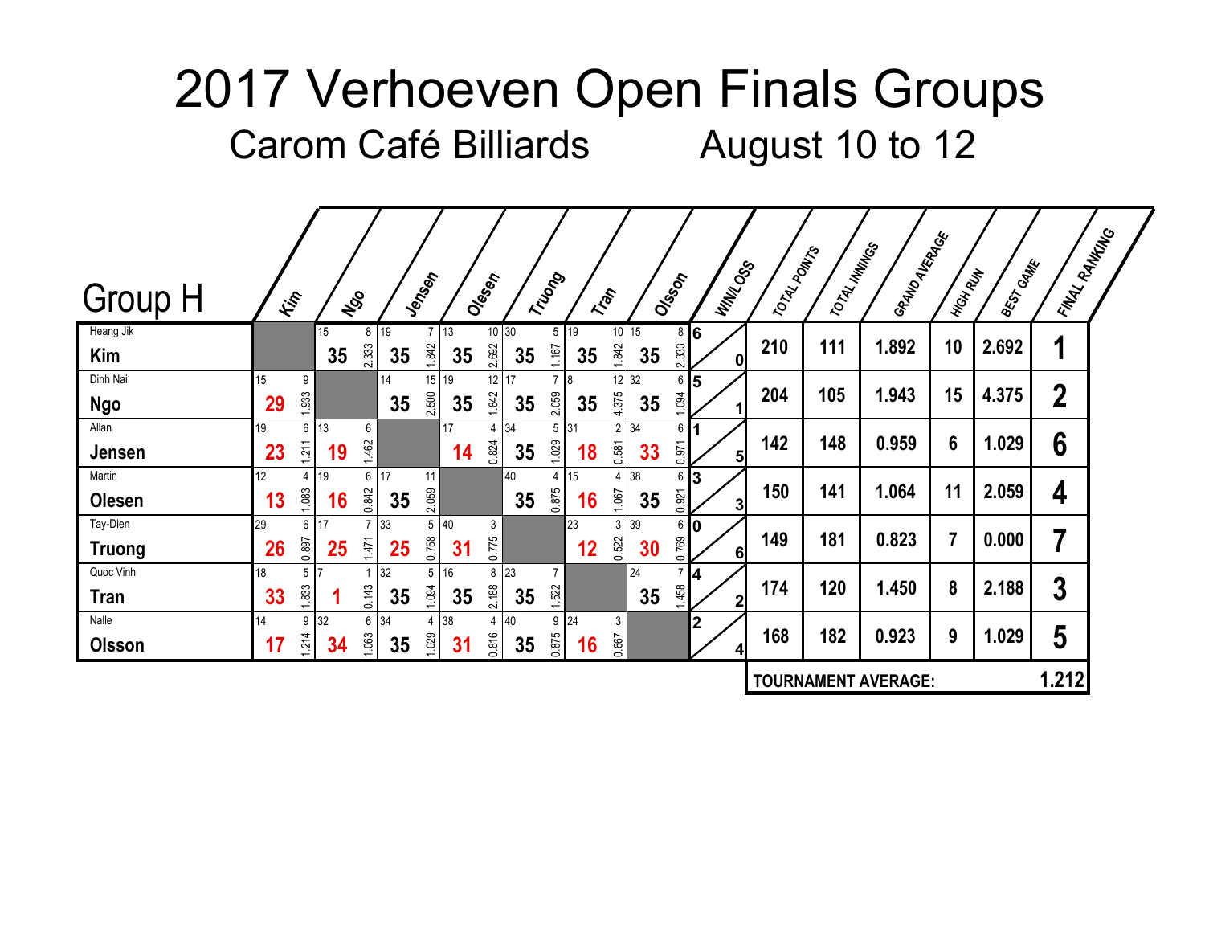# 2017 Verhoeven Open Finals Groups

## Carom Café Billiards August 10 to 12

| Group H | Kim | Ngo | Jensen | Olesen | Truong | Tran | Olsson | WIN/LOSS | TOTAL POINTS | TOTAL INNINGS | GRAND AVERAGE | HIGH RUN | BEST GAME | FINAL RANKING |
|---|---|---|---|---|---|---|---|---|---|---|---|---|---|---|
| Heang Jik **Kim** | | 15 / 8 / **35** / 2.333 | 19 / 7 / **35** / 1.842 | 13 / 10 / **35** / 2.692 | 30 / 5 / **35** / 1.167 | 19 / 10 / **35** / 1.842 | 15 / 8 / **35** / 2.333 | 6 / 0 | 210 | 111 | 1.892 | 10 | 2.692 | 1 |
| Dinh Nai **Ngo** | 15 / 9 / **29** / 1.933 | | 14 / 15 / **35** / 2.500 | 19 / 12 / **35** / 1.842 | 17 / 7 / **35** / 2.059 | 8 / 12 / **35** / 4.375 | 32 / 6 / **35** / 1.094 | 5 / 1 | 204 | 105 | 1.943 | 15 | 4.375 | 2 |
| Allan **Jensen** | 19 / 6 / **23** / 1.211 | 13 / 6 / **19** / 1.462 | | 17 / 4 / **14** / 0.824 | 34 / 5 / **35** / 1.029 | 31 / 2 / **18** / 0.581 | 34 / 6 / **33** / 0.971 | 1 / 5 | 142 | 148 | 0.959 | 6 | 1.029 | 6 |
| Martin **Olesen** | 12 / 4 / **13** / 1.083 | 19 / 6 / **16** / 0.842 | 17 / 11 / **35** / 2.059 | | 40 / 4 / **35** / 0.875 | 15 / 4 / **16** / 1.067 | 38 / 6 / **35** / 0.921 | 3 / 3 | 150 | 141 | 1.064 | 11 | 2.059 | 4 |
| Tay-Dien **Truong** | 29 / 6 / **26** / 0.897 | 17 / 7 / **25** / 1.471 | 33 / 5 / **25** / 0.758 | 40 / 3 / **31** / 0.775 | | 23 / 3 / **12** / 0.522 | 39 / 6 / **30** / 0.769 | 0 / 6 | 149 | 181 | 0.823 | 7 | 0.000 | 7 |
| Quoc Vinh **Tran** | 18 / 5 / **33** / 1.833 | 7 / 1 / **1** / 0.143 | 32 / 5 / **35** / 1.094 | 16 / 8 / **35** / 2.188 | 23 / 7 / **35** / 1.522 | | 24 / 7 / **35** / 1.458 | 4 / 2 | 174 | 120 | 1.450 | 8 | 2.188 | 3 |
| Nalle **Olsson** | 14 / 9 / **17** / 1.214 | 32 / 6 / **34** / 1.063 | 34 / 4 / **35** / 1.029 | 38 / 4 / **31** / 0.816 | 40 / 9 / **35** / 0.875 | 24 / 3 / **16** / 0.667 | | 2 / 4 | 168 | 182 | 0.923 | 9 | 1.029 | 5 |

**TOURNAMENT AVERAGE: 1.212**